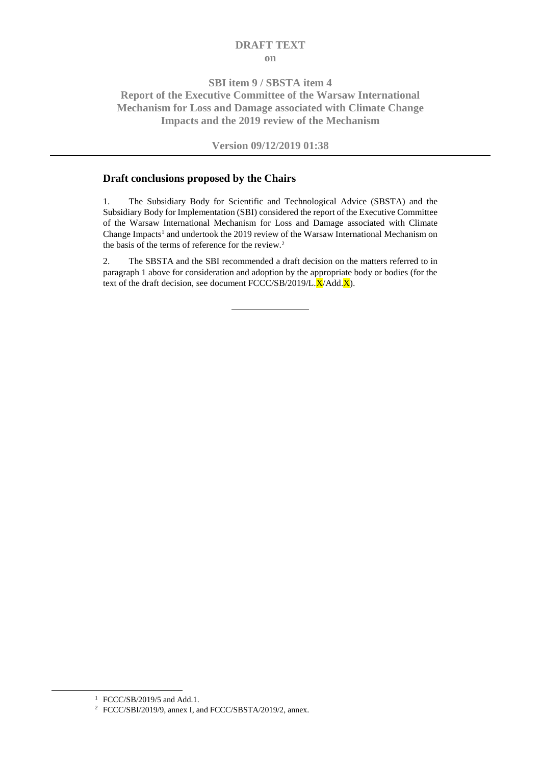**DRAFT TEXT**
**on**

**SBI item 9 / SBSTA item 4**
**Report of the Executive Committee of the Warsaw International Mechanism for Loss and Damage associated with Climate Change Impacts and the 2019 review of the Mechanism**

**Version 09/12/2019 01:38**

---

## Draft conclusions proposed by the Chairs

1. The Subsidiary Body for Scientific and Technological Advice (SBSTA) and the Subsidiary Body for Implementation (SBI) considered the report of the Executive Committee of the Warsaw International Mechanism for Loss and Damage associated with Climate Change Impacts[1] and undertook the 2019 review of the Warsaw International Mechanism on the basis of the terms of reference for the review.[2]

2. The SBSTA and the SBI recommended a draft decision on the matters referred to in paragraph 1 above for consideration and adoption by the appropriate body or bodies (for the text of the draft decision, see document FCCC/SB/2019/L.X/Add.X).

---

[1] FCCC/SB/2019/5 and Add.1.

[2] FCCC/SBI/2019/9, annex I, and FCCC/SBSTA/2019/2, annex.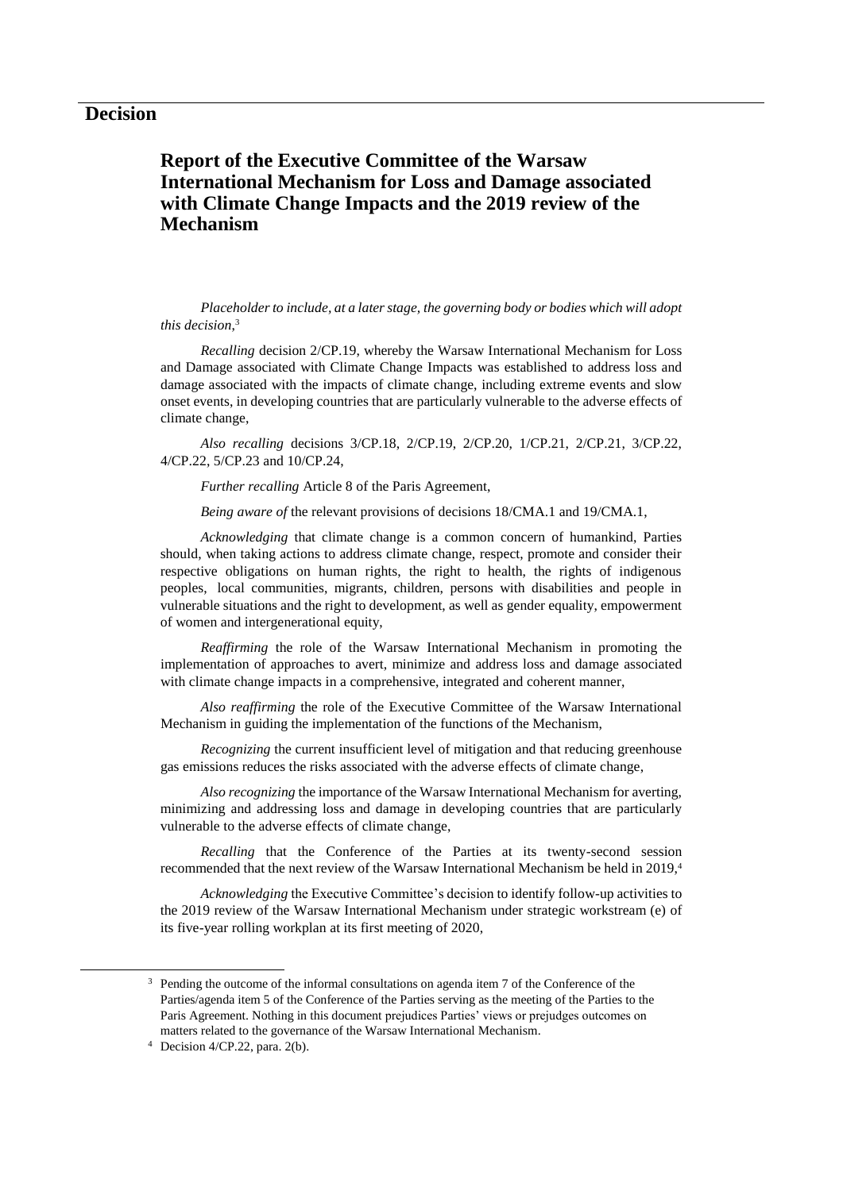# Decision

## Report of the Executive Committee of the Warsaw International Mechanism for Loss and Damage associated with Climate Change Impacts and the 2019 review of the Mechanism

*Placeholder to include, at a later stage, the governing body or bodies which will adopt this decision,*[3]

*Recalling* decision 2/CP.19, whereby the Warsaw International Mechanism for Loss and Damage associated with Climate Change Impacts was established to address loss and damage associated with the impacts of climate change, including extreme events and slow onset events, in developing countries that are particularly vulnerable to the adverse effects of climate change,

*Also recalling* decisions 3/CP.18, 2/CP.19, 2/CP.20, 1/CP.21, 2/CP.21, 3/CP.22, 4/CP.22, 5/CP.23 and 10/CP.24,

*Further recalling* Article 8 of the Paris Agreement,

*Being aware of* the relevant provisions of decisions 18/CMA.1 and 19/CMA.1,

*Acknowledging* that climate change is a common concern of humankind, Parties should, when taking actions to address climate change, respect, promote and consider their respective obligations on human rights, the right to health, the rights of indigenous peoples, local communities, migrants, children, persons with disabilities and people in vulnerable situations and the right to development, as well as gender equality, empowerment of women and intergenerational equity,

*Reaffirming* the role of the Warsaw International Mechanism in promoting the implementation of approaches to avert, minimize and address loss and damage associated with climate change impacts in a comprehensive, integrated and coherent manner,

*Also reaffirming* the role of the Executive Committee of the Warsaw International Mechanism in guiding the implementation of the functions of the Mechanism,

*Recognizing* the current insufficient level of mitigation and that reducing greenhouse gas emissions reduces the risks associated with the adverse effects of climate change,

*Also recognizing* the importance of the Warsaw International Mechanism for averting, minimizing and addressing loss and damage in developing countries that are particularly vulnerable to the adverse effects of climate change,

*Recalling* that the Conference of the Parties at its twenty-second session recommended that the next review of the Warsaw International Mechanism be held in 2019,[4]

*Acknowledging* the Executive Committee's decision to identify follow-up activities to the 2019 review of the Warsaw International Mechanism under strategic workstream (e) of its five-year rolling workplan at its first meeting of 2020,

---

[3] Pending the outcome of the informal consultations on agenda item 7 of the Conference of the Parties/agenda item 5 of the Conference of the Parties serving as the meeting of the Parties to the Paris Agreement. Nothing in this document prejudices Parties' views or prejudges outcomes on matters related to the governance of the Warsaw International Mechanism.

[4] Decision 4/CP.22, para. 2(b).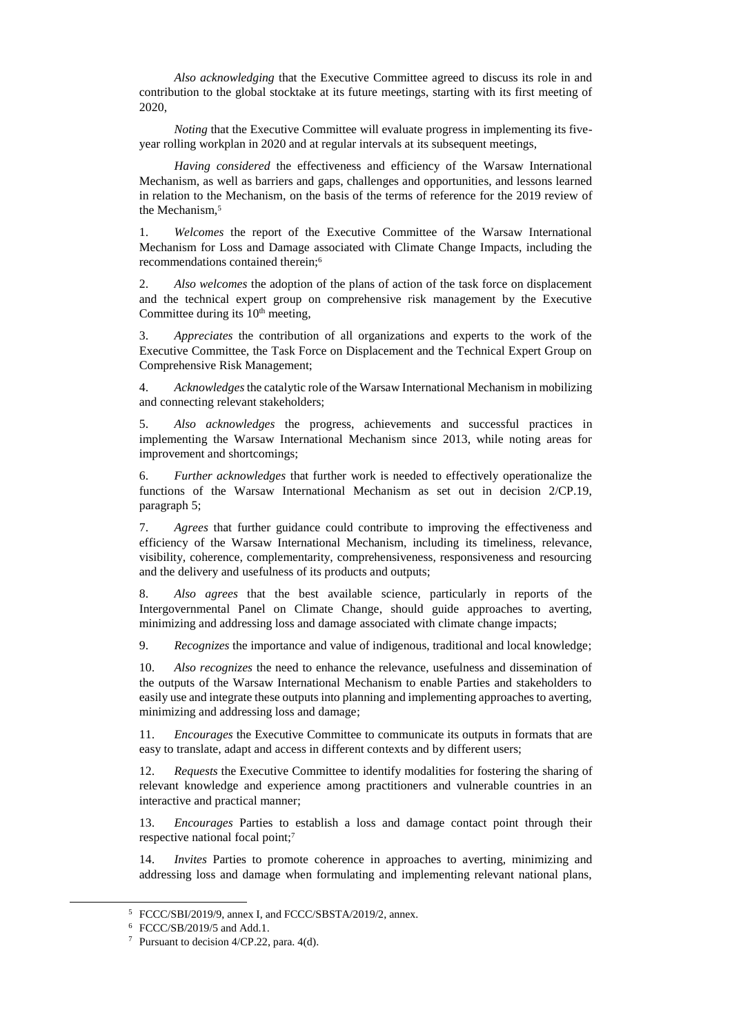*Also acknowledging* that the Executive Committee agreed to discuss its role in and contribution to the global stocktake at its future meetings, starting with its first meeting of 2020,

*Noting* that the Executive Committee will evaluate progress in implementing its five-year rolling workplan in 2020 and at regular intervals at its subsequent meetings,

*Having considered* the effectiveness and efficiency of the Warsaw International Mechanism, as well as barriers and gaps, challenges and opportunities, and lessons learned in relation to the Mechanism, on the basis of the terms of reference for the 2019 review of the Mechanism,[5]

1. *Welcomes* the report of the Executive Committee of the Warsaw International Mechanism for Loss and Damage associated with Climate Change Impacts, including the recommendations contained therein;[6]

2. *Also welcomes* the adoption of the plans of action of the task force on displacement and the technical expert group on comprehensive risk management by the Executive Committee during its 10th meeting,

3. *Appreciates* the contribution of all organizations and experts to the work of the Executive Committee, the Task Force on Displacement and the Technical Expert Group on Comprehensive Risk Management;

4. *Acknowledges* the catalytic role of the Warsaw International Mechanism in mobilizing and connecting relevant stakeholders;

5. *Also acknowledges* the progress, achievements and successful practices in implementing the Warsaw International Mechanism since 2013, while noting areas for improvement and shortcomings;

6. *Further acknowledges* that further work is needed to effectively operationalize the functions of the Warsaw International Mechanism as set out in decision 2/CP.19, paragraph 5;

7. *Agrees* that further guidance could contribute to improving the effectiveness and efficiency of the Warsaw International Mechanism, including its timeliness, relevance, visibility, coherence, complementarity, comprehensiveness, responsiveness and resourcing and the delivery and usefulness of its products and outputs;

8. *Also agrees* that the best available science, particularly in reports of the Intergovernmental Panel on Climate Change, should guide approaches to averting, minimizing and addressing loss and damage associated with climate change impacts;

9. *Recognizes* the importance and value of indigenous, traditional and local knowledge;

10. *Also recognizes* the need to enhance the relevance, usefulness and dissemination of the outputs of the Warsaw International Mechanism to enable Parties and stakeholders to easily use and integrate these outputs into planning and implementing approaches to averting, minimizing and addressing loss and damage;

11. *Encourages* the Executive Committee to communicate its outputs in formats that are easy to translate, adapt and access in different contexts and by different users;

12. *Requests* the Executive Committee to identify modalities for fostering the sharing of relevant knowledge and experience among practitioners and vulnerable countries in an interactive and practical manner;

13. *Encourages* Parties to establish a loss and damage contact point through their respective national focal point;[7]

14. *Invites* Parties to promote coherence in approaches to averting, minimizing and addressing loss and damage when formulating and implementing relevant national plans,

---

[5] FCCC/SBI/2019/9, annex I, and FCCC/SBSTA/2019/2, annex.

[6] FCCC/SB/2019/5 and Add.1.

[7] Pursuant to decision 4/CP.22, para. 4(d).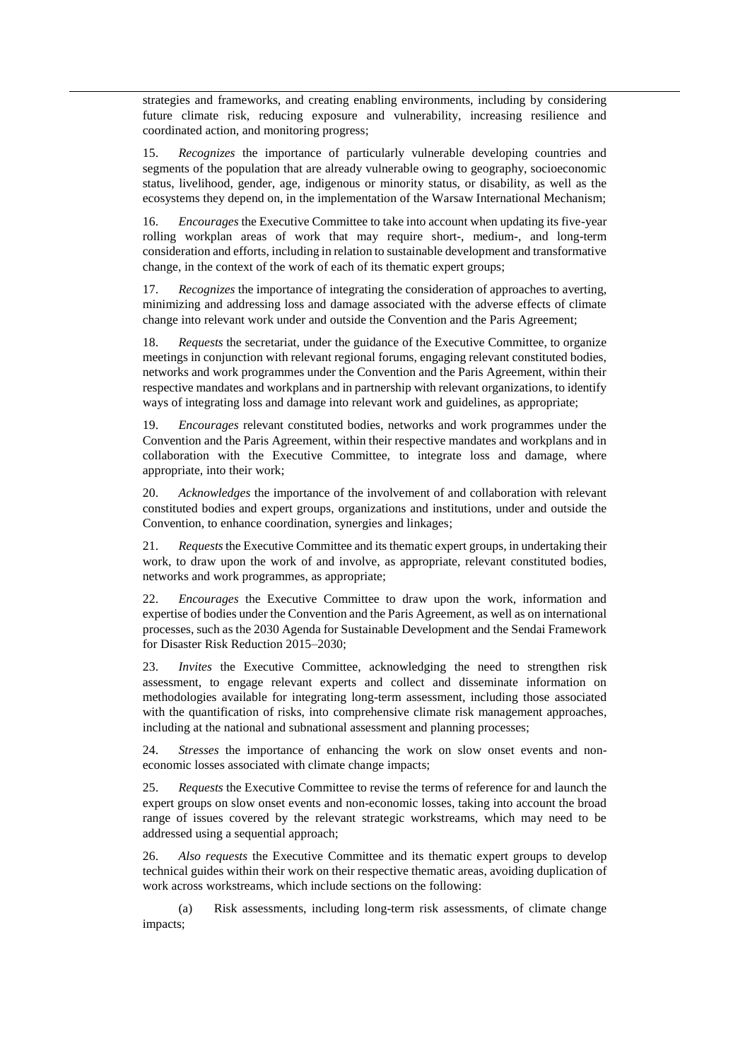strategies and frameworks, and creating enabling environments, including by considering future climate risk, reducing exposure and vulnerability, increasing resilience and coordinated action, and monitoring progress;

15. *Recognizes* the importance of particularly vulnerable developing countries and segments of the population that are already vulnerable owing to geography, socioeconomic status, livelihood, gender, age, indigenous or minority status, or disability, as well as the ecosystems they depend on, in the implementation of the Warsaw International Mechanism;

16. *Encourages* the Executive Committee to take into account when updating its five-year rolling workplan areas of work that may require short-, medium-, and long-term consideration and efforts, including in relation to sustainable development and transformative change, in the context of the work of each of its thematic expert groups;

17. *Recognizes* the importance of integrating the consideration of approaches to averting, minimizing and addressing loss and damage associated with the adverse effects of climate change into relevant work under and outside the Convention and the Paris Agreement;

18. *Requests* the secretariat, under the guidance of the Executive Committee, to organize meetings in conjunction with relevant regional forums, engaging relevant constituted bodies, networks and work programmes under the Convention and the Paris Agreement, within their respective mandates and workplans and in partnership with relevant organizations, to identify ways of integrating loss and damage into relevant work and guidelines, as appropriate;

19. *Encourages* relevant constituted bodies, networks and work programmes under the Convention and the Paris Agreement, within their respective mandates and workplans and in collaboration with the Executive Committee, to integrate loss and damage, where appropriate, into their work;

20. *Acknowledges* the importance of the involvement of and collaboration with relevant constituted bodies and expert groups, organizations and institutions, under and outside the Convention, to enhance coordination, synergies and linkages;

21. *Requests* the Executive Committee and its thematic expert groups, in undertaking their work, to draw upon the work of and involve, as appropriate, relevant constituted bodies, networks and work programmes, as appropriate;

22. *Encourages* the Executive Committee to draw upon the work, information and expertise of bodies under the Convention and the Paris Agreement, as well as on international processes, such as the 2030 Agenda for Sustainable Development and the Sendai Framework for Disaster Risk Reduction 2015–2030;

23. *Invites* the Executive Committee, acknowledging the need to strengthen risk assessment, to engage relevant experts and collect and disseminate information on methodologies available for integrating long-term assessment, including those associated with the quantification of risks, into comprehensive climate risk management approaches, including at the national and subnational assessment and planning processes;

24. *Stresses* the importance of enhancing the work on slow onset events and non-economic losses associated with climate change impacts;

25. *Requests* the Executive Committee to revise the terms of reference for and launch the expert groups on slow onset events and non-economic losses, taking into account the broad range of issues covered by the relevant strategic workstreams, which may need to be addressed using a sequential approach;

26. *Also requests* the Executive Committee and its thematic expert groups to develop technical guides within their work on their respective thematic areas, avoiding duplication of work across workstreams, which include sections on the following:

(a) Risk assessments, including long-term risk assessments, of climate change impacts;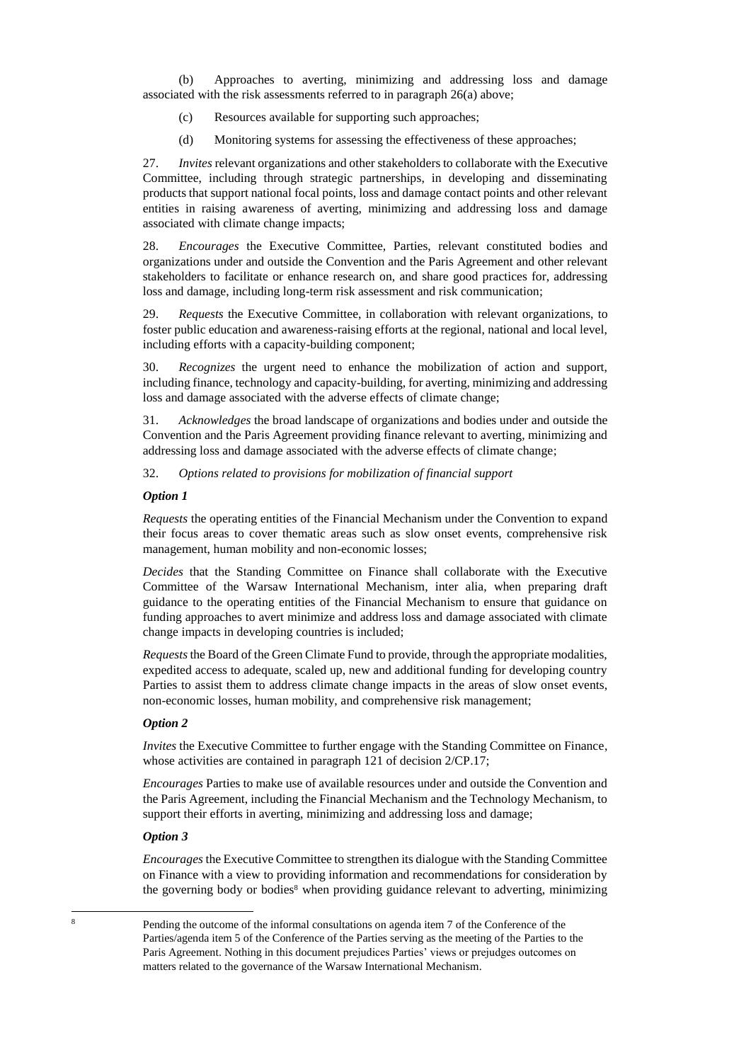(b) Approaches to averting, minimizing and addressing loss and damage associated with the risk assessments referred to in paragraph 26(a) above;

(c) Resources available for supporting such approaches;

(d) Monitoring systems for assessing the effectiveness of these approaches;

27. *Invites* relevant organizations and other stakeholders to collaborate with the Executive Committee, including through strategic partnerships, in developing and disseminating products that support national focal points, loss and damage contact points and other relevant entities in raising awareness of averting, minimizing and addressing loss and damage associated with climate change impacts;

28. *Encourages* the Executive Committee, Parties, relevant constituted bodies and organizations under and outside the Convention and the Paris Agreement and other relevant stakeholders to facilitate or enhance research on, and share good practices for, addressing loss and damage, including long-term risk assessment and risk communication;

29. *Requests* the Executive Committee, in collaboration with relevant organizations, to foster public education and awareness-raising efforts at the regional, national and local level, including efforts with a capacity-building component;

30. *Recognizes* the urgent need to enhance the mobilization of action and support, including finance, technology and capacity-building, for averting, minimizing and addressing loss and damage associated with the adverse effects of climate change;

31. *Acknowledges* the broad landscape of organizations and bodies under and outside the Convention and the Paris Agreement providing finance relevant to averting, minimizing and addressing loss and damage associated with the adverse effects of climate change;

32. *Options related to provisions for mobilization of financial support*

***Option 1***

*Requests* the operating entities of the Financial Mechanism under the Convention to expand their focus areas to cover thematic areas such as slow onset events, comprehensive risk management, human mobility and non-economic losses;

*Decides* that the Standing Committee on Finance shall collaborate with the Executive Committee of the Warsaw International Mechanism, inter alia, when preparing draft guidance to the operating entities of the Financial Mechanism to ensure that guidance on funding approaches to avert minimize and address loss and damage associated with climate change impacts in developing countries is included;

*Requests* the Board of the Green Climate Fund to provide, through the appropriate modalities, expedited access to adequate, scaled up, new and additional funding for developing country Parties to assist them to address climate change impacts in the areas of slow onset events, non-economic losses, human mobility, and comprehensive risk management;

***Option 2***

*Invites* the Executive Committee to further engage with the Standing Committee on Finance, whose activities are contained in paragraph 121 of decision 2/CP.17;

*Encourages* Parties to make use of available resources under and outside the Convention and the Paris Agreement, including the Financial Mechanism and the Technology Mechanism, to support their efforts in averting, minimizing and addressing loss and damage;

***Option 3***

*Encourages* the Executive Committee to strengthen its dialogue with the Standing Committee on Finance with a view to providing information and recommendations for consideration by the governing body or bodies[8] when providing guidance relevant to adverting, minimizing

[8] Pending the outcome of the informal consultations on agenda item 7 of the Conference of the Parties/agenda item 5 of the Conference of the Parties serving as the meeting of the Parties to the Paris Agreement. Nothing in this document prejudices Parties' views or prejudges outcomes on matters related to the governance of the Warsaw International Mechanism.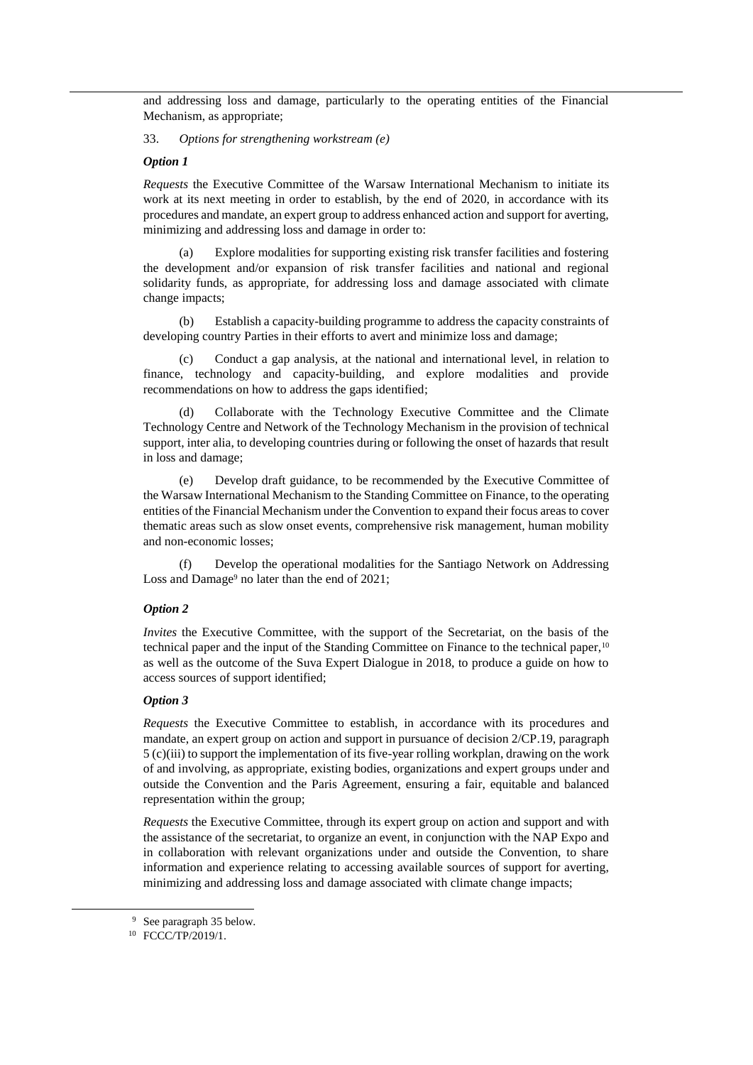and addressing loss and damage, particularly to the operating entities of the Financial Mechanism, as appropriate;

33. *Options for strengthening workstream (e)*

***Option 1***

*Requests* the Executive Committee of the Warsaw International Mechanism to initiate its work at its next meeting in order to establish, by the end of 2020, in accordance with its procedures and mandate, an expert group to address enhanced action and support for averting, minimizing and addressing loss and damage in order to:

(a) Explore modalities for supporting existing risk transfer facilities and fostering the development and/or expansion of risk transfer facilities and national and regional solidarity funds, as appropriate, for addressing loss and damage associated with climate change impacts;

(b) Establish a capacity-building programme to address the capacity constraints of developing country Parties in their efforts to avert and minimize loss and damage;

(c) Conduct a gap analysis, at the national and international level, in relation to finance, technology and capacity-building, and explore modalities and provide recommendations on how to address the gaps identified;

(d) Collaborate with the Technology Executive Committee and the Climate Technology Centre and Network of the Technology Mechanism in the provision of technical support, inter alia, to developing countries during or following the onset of hazards that result in loss and damage;

(e) Develop draft guidance, to be recommended by the Executive Committee of the Warsaw International Mechanism to the Standing Committee on Finance, to the operating entities of the Financial Mechanism under the Convention to expand their focus areas to cover thematic areas such as slow onset events, comprehensive risk management, human mobility and non-economic losses;

(f) Develop the operational modalities for the Santiago Network on Addressing Loss and Damage[9] no later than the end of 2021;

***Option 2***

*Invites* the Executive Committee, with the support of the Secretariat, on the basis of the technical paper and the input of the Standing Committee on Finance to the technical paper,[10] as well as the outcome of the Suva Expert Dialogue in 2018, to produce a guide on how to access sources of support identified;

***Option 3***

*Requests* the Executive Committee to establish, in accordance with its procedures and mandate, an expert group on action and support in pursuance of decision 2/CP.19, paragraph 5 (c)(iii) to support the implementation of its five-year rolling workplan, drawing on the work of and involving, as appropriate, existing bodies, organizations and expert groups under and outside the Convention and the Paris Agreement, ensuring a fair, equitable and balanced representation within the group;

*Requests* the Executive Committee, through its expert group on action and support and with the assistance of the secretariat, to organize an event, in conjunction with the NAP Expo and in collaboration with relevant organizations under and outside the Convention, to share information and experience relating to accessing available sources of support for averting, minimizing and addressing loss and damage associated with climate change impacts;

[9] See paragraph 35 below.

[10] FCCC/TP/2019/1.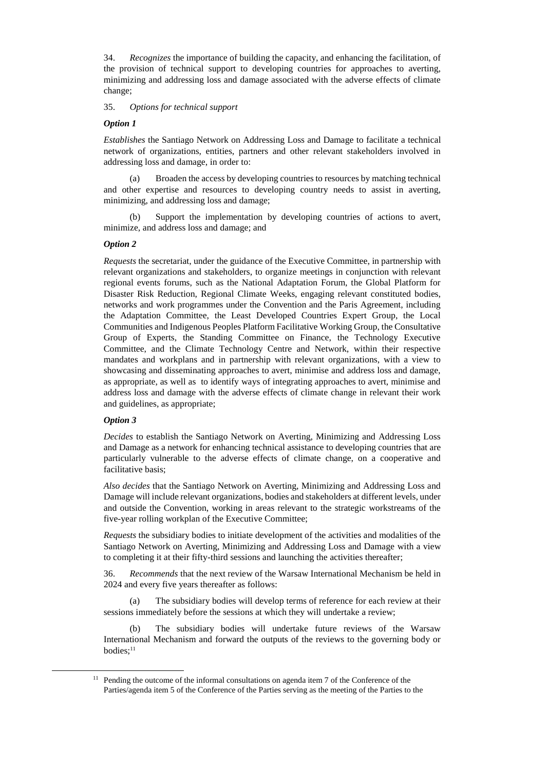34. *Recognizes* the importance of building the capacity, and enhancing the facilitation, of the provision of technical support to developing countries for approaches to averting, minimizing and addressing loss and damage associated with the adverse effects of climate change;

35. *Options for technical support*

***Option 1***

*Establishes* the Santiago Network on Addressing Loss and Damage to facilitate a technical network of organizations, entities, partners and other relevant stakeholders involved in addressing loss and damage, in order to:

(a) Broaden the access by developing countries to resources by matching technical and other expertise and resources to developing country needs to assist in averting, minimizing, and addressing loss and damage;

(b) Support the implementation by developing countries of actions to avert, minimize, and address loss and damage; and

***Option 2***

*Requests* the secretariat, under the guidance of the Executive Committee, in partnership with relevant organizations and stakeholders, to organize meetings in conjunction with relevant regional events forums, such as the National Adaptation Forum, the Global Platform for Disaster Risk Reduction, Regional Climate Weeks, engaging relevant constituted bodies, networks and work programmes under the Convention and the Paris Agreement, including the Adaptation Committee, the Least Developed Countries Expert Group, the Local Communities and Indigenous Peoples Platform Facilitative Working Group, the Consultative Group of Experts, the Standing Committee on Finance, the Technology Executive Committee, and the Climate Technology Centre and Network, within their respective mandates and workplans and in partnership with relevant organizations, with a view to showcasing and disseminating approaches to avert, minimise and address loss and damage, as appropriate, as well as to identify ways of integrating approaches to avert, minimise and address loss and damage with the adverse effects of climate change in relevant their work and guidelines, as appropriate;

***Option 3***

*Decides* to establish the Santiago Network on Averting, Minimizing and Addressing Loss and Damage as a network for enhancing technical assistance to developing countries that are particularly vulnerable to the adverse effects of climate change, on a cooperative and facilitative basis;

*Also decides* that the Santiago Network on Averting, Minimizing and Addressing Loss and Damage will include relevant organizations, bodies and stakeholders at different levels, under and outside the Convention, working in areas relevant to the strategic workstreams of the five-year rolling workplan of the Executive Committee;

*Requests* the subsidiary bodies to initiate development of the activities and modalities of the Santiago Network on Averting, Minimizing and Addressing Loss and Damage with a view to completing it at their fifty-third sessions and launching the activities thereafter;

36. *Recommends* that the next review of the Warsaw International Mechanism be held in 2024 and every five years thereafter as follows:

(a) The subsidiary bodies will develop terms of reference for each review at their sessions immediately before the sessions at which they will undertake a review;

(b) The subsidiary bodies will undertake future reviews of the Warsaw International Mechanism and forward the outputs of the reviews to the governing body or bodies;[11]

---

[11] Pending the outcome of the informal consultations on agenda item 7 of the Conference of the Parties/agenda item 5 of the Conference of the Parties serving as the meeting of the Parties to the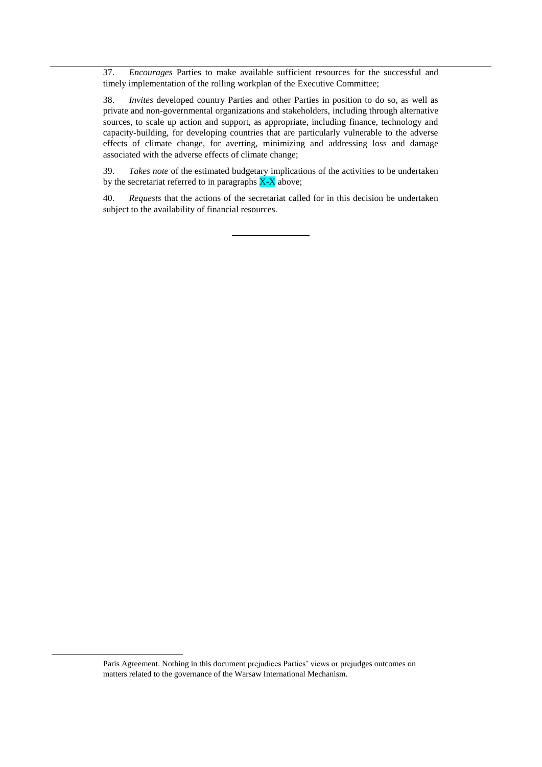37. *Encourages* Parties to make available sufficient resources for the successful and timely implementation of the rolling workplan of the Executive Committee;

38. *Invites* developed country Parties and other Parties in position to do so, as well as private and non-governmental organizations and stakeholders, including through alternative sources, to scale up action and support, as appropriate, including finance, technology and capacity-building, for developing countries that are particularly vulnerable to the adverse effects of climate change, for averting, minimizing and addressing loss and damage associated with the adverse effects of climate change;

39. *Takes note* of the estimated budgetary implications of the activities to be undertaken by the secretariat referred to in paragraphs X-X above;

40. *Requests* that the actions of the secretariat called for in this decision be undertaken subject to the availability of financial resources.

---

Paris Agreement. Nothing in this document prejudices Parties' views or prejudges outcomes on matters related to the governance of the Warsaw International Mechanism.